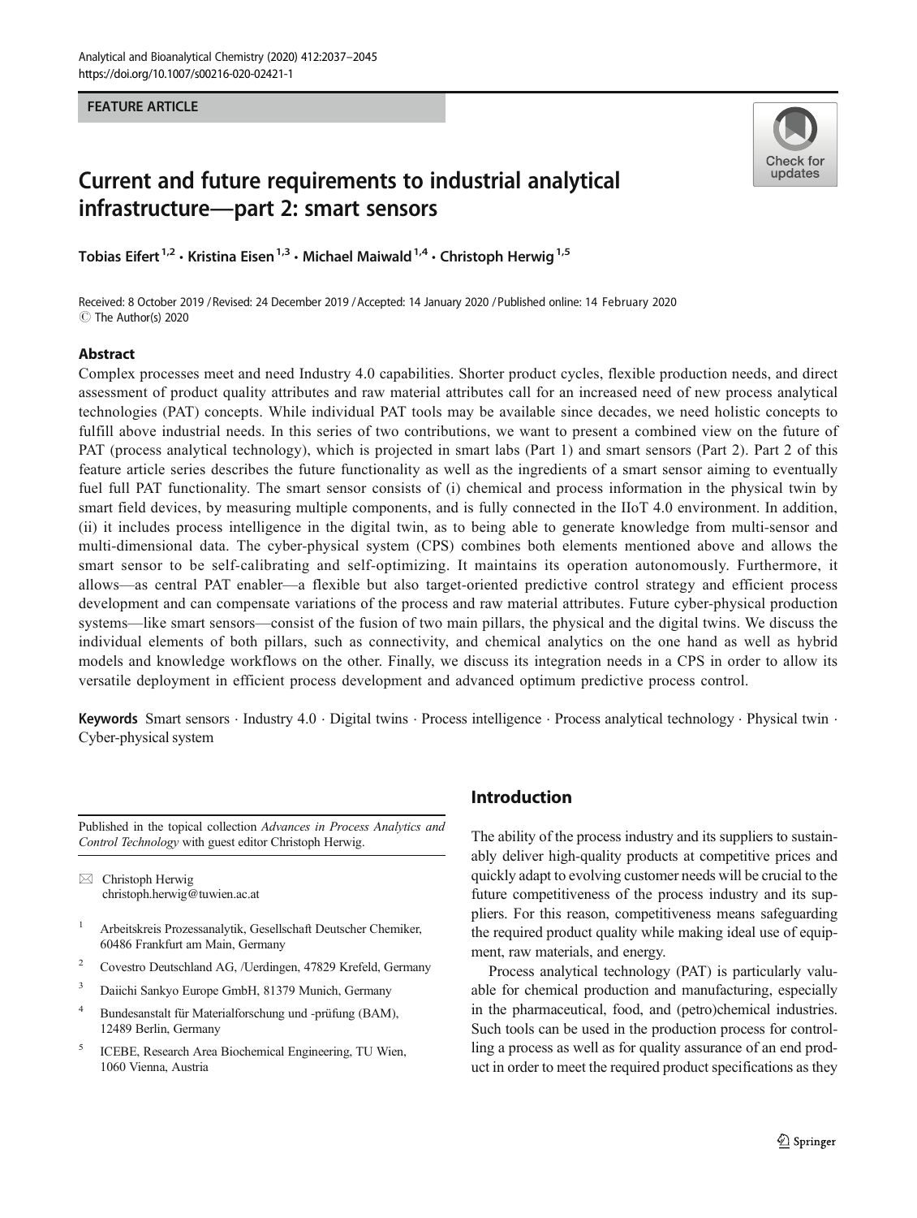FEATURE ARTICLE

# Current and future requirements to industrial analytical infrastructure—part 2: smart sensors

Tobias Eifert [1,2] · Kristina Eisen [1,3] · Michael Maiwald [1,4] · Christoph Herwig [1,5]

Received: 8 October 2019 / Revised: 24 December 2019 / Accepted: 14 January 2020 / Published online: 14 February 2020
© The Author(s) 2020

## Abstract

Complex processes meet and need Industry 4.0 capabilities. Shorter product cycles, flexible production needs, and direct assessment of product quality attributes and raw material attributes call for an increased need of new process analytical technologies (PAT) concepts. While individual PAT tools may be available since decades, we need holistic concepts to fulfill above industrial needs. In this series of two contributions, we want to present a combined view on the future of PAT (process analytical technology), which is projected in smart labs (Part 1) and smart sensors (Part 2). Part 2 of this feature article series describes the future functionality as well as the ingredients of a smart sensor aiming to eventually fuel full PAT functionality. The smart sensor consists of (i) chemical and process information in the physical twin by smart field devices, by measuring multiple components, and is fully connected in the IIoT 4.0 environment. In addition, (ii) it includes process intelligence in the digital twin, as to being able to generate knowledge from multi-sensor and multi-dimensional data. The cyber-physical system (CPS) combines both elements mentioned above and allows the smart sensor to be self-calibrating and self-optimizing. It maintains its operation autonomously. Furthermore, it allows—as central PAT enabler—a flexible but also target-oriented predictive control strategy and efficient process development and can compensate variations of the process and raw material attributes. Future cyber-physical production systems—like smart sensors—consist of the fusion of two main pillars, the physical and the digital twins. We discuss the individual elements of both pillars, such as connectivity, and chemical analytics on the one hand as well as hybrid models and knowledge workflows on the other. Finally, we discuss its integration needs in a CPS in order to allow its versatile deployment in efficient process development and advanced optimum predictive process control.

**Keywords** Smart sensors · Industry 4.0 · Digital twins · Process intelligence · Process analytical technology · Physical twin · Cyber-physical system

## Introduction

The ability of the process industry and its suppliers to sustainably deliver high-quality products at competitive prices and quickly adapt to evolving customer needs will be crucial to the future competitiveness of the process industry and its suppliers. For this reason, competitiveness means safeguarding the required product quality while making ideal use of equipment, raw materials, and energy.

Process analytical technology (PAT) is particularly valuable for chemical production and manufacturing, especially in the pharmaceutical, food, and (petro)chemical industries. Such tools can be used in the production process for controlling a process as well as for quality assurance of an end product in order to meet the required product specifications as they

---

Published in the topical collection *Advances in Process Analytics and Control Technology* with guest editor Christoph Herwig.

✉ Christoph Herwig
christoph.herwig@tuwien.ac.at

[1] Arbeitskreis Prozessanalytik, Gesellschaft Deutscher Chemiker, 60486 Frankfurt am Main, Germany

[2] Covestro Deutschland AG, /Uerdingen, 47829 Krefeld, Germany

[3] Daiichi Sankyo Europe GmbH, 81379 Munich, Germany

[4] Bundesanstalt für Materialforschung und -prüfung (BAM), 12489 Berlin, Germany

[5] ICEBE, Research Area Biochemical Engineering, TU Wien, 1060 Vienna, Austria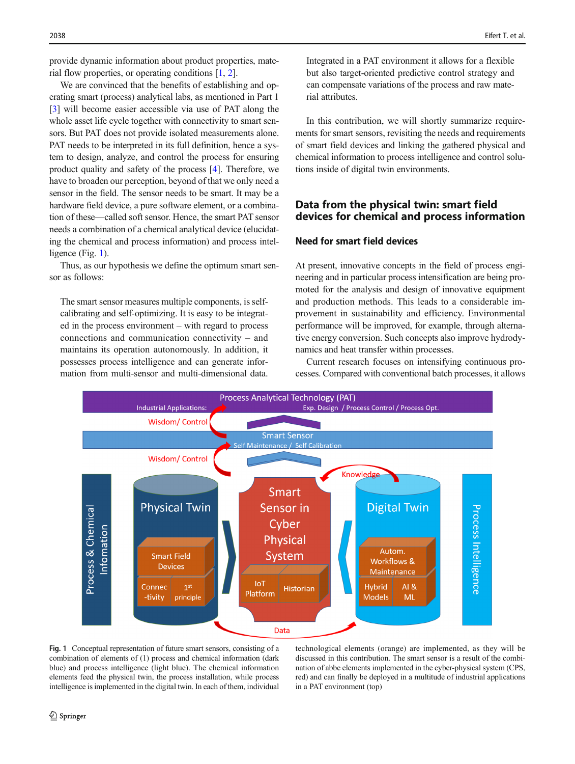provide dynamic information about product properties, material flow properties, or operating conditions [1, 2].

We are convinced that the benefits of establishing and operating smart (process) analytical labs, as mentioned in Part 1 [3] will become easier accessible via use of PAT along the whole asset life cycle together with connectivity to smart sensors. But PAT does not provide isolated measurements alone. PAT needs to be interpreted in its full definition, hence a system to design, analyze, and control the process for ensuring product quality and safety of the process [4]. Therefore, we have to broaden our perception, beyond of that we only need a sensor in the field. The sensor needs to be smart. It may be a hardware field device, a pure software element, or a combination of these—called soft sensor. Hence, the smart PAT sensor needs a combination of a chemical analytical device (elucidating the chemical and process information) and process intelligence (Fig. 1).

Thus, as our hypothesis we define the optimum smart sensor as follows:

> The smart sensor measures multiple components, is self-calibrating and self-optimizing. It is easy to be integrated in the process environment – with regard to process connections and communication connectivity – and maintains its operation autonomously. In addition, it possesses process intelligence and can generate information from multi-sensor and multi-dimensional data. Integrated in a PAT environment it allows for a flexible but also target-oriented predictive control strategy and can compensate variations of the process and raw material attributes.

In this contribution, we will shortly summarize requirements for smart sensors, revisiting the needs and requirements of smart field devices and linking the gathered physical and chemical information to process intelligence and control solutions inside of digital twin environments.

## Data from the physical twin: smart field devices for chemical and process information

### Need for smart field devices

At present, innovative concepts in the field of process engineering and in particular process intensification are being promoted for the analysis and design of innovative equipment and production methods. This leads to a considerable improvement in sustainability and efficiency. Environmental performance will be improved, for example, through alternative energy conversion. Such concepts also improve hydrodynamics and heat transfer within processes.

Current research focuses on intensifying continuous processes. Compared with conventional batch processes, it allows

**Fig. 1** Conceptual representation of future smart sensors, consisting of a combination of elements of (1) process and chemical information (dark blue) and process intelligence (light blue). The chemical information elements feed the physical twin, the process installation, while process intelligence is implemented in the digital twin. In each of them, individual technological elements (orange) are implemented, as they will be discussed in this contribution. The smart sensor is a result of the combination of abbe elements implemented in the cyber-physical system (CPS, red) and can finally be deployed in a multitude of industrial applications in a PAT environment (top)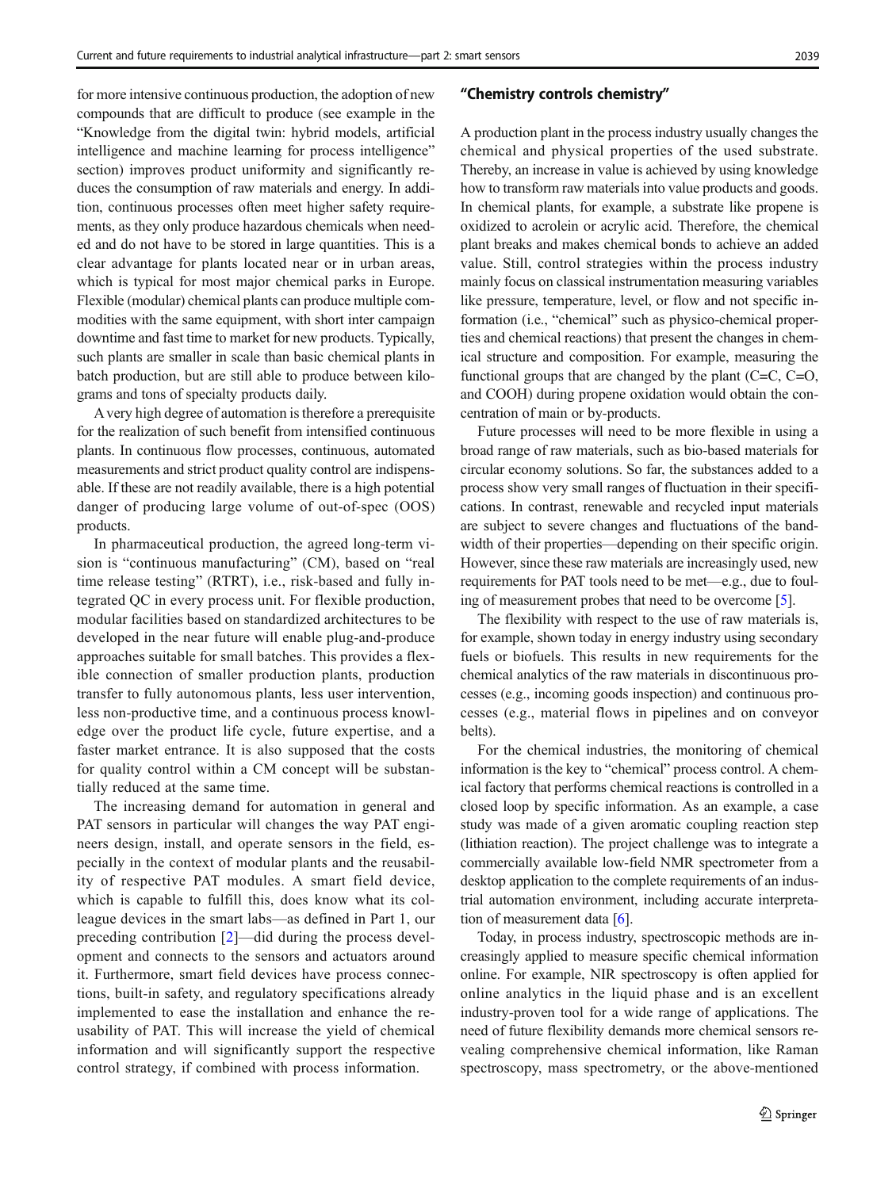for more intensive continuous production, the adoption of new compounds that are difficult to produce (see example in the "Knowledge from the digital twin: hybrid models, artificial intelligence and machine learning for process intelligence" section) improves product uniformity and significantly reduces the consumption of raw materials and energy. In addition, continuous processes often meet higher safety requirements, as they only produce hazardous chemicals when needed and do not have to be stored in large quantities. This is a clear advantage for plants located near or in urban areas, which is typical for most major chemical parks in Europe. Flexible (modular) chemical plants can produce multiple commodities with the same equipment, with short inter campaign downtime and fast time to market for new products. Typically, such plants are smaller in scale than basic chemical plants in batch production, but are still able to produce between kilograms and tons of specialty products daily.

A very high degree of automation is therefore a prerequisite for the realization of such benefit from intensified continuous plants. In continuous flow processes, continuous, automated measurements and strict product quality control are indispensable. If these are not readily available, there is a high potential danger of producing large volume of out-of-spec (OOS) products.

In pharmaceutical production, the agreed long-term vision is "continuous manufacturing" (CM), based on "real time release testing" (RTRT), i.e., risk-based and fully integrated QC in every process unit. For flexible production, modular facilities based on standardized architectures to be developed in the near future will enable plug-and-produce approaches suitable for small batches. This provides a flexible connection of smaller production plants, production transfer to fully autonomous plants, less user intervention, less non-productive time, and a continuous process knowledge over the product life cycle, future expertise, and a faster market entrance. It is also supposed that the costs for quality control within a CM concept will be substantially reduced at the same time.

The increasing demand for automation in general and PAT sensors in particular will changes the way PAT engineers design, install, and operate sensors in the field, especially in the context of modular plants and the reusability of respective PAT modules. A smart field device, which is capable to fulfill this, does know what its colleague devices in the smart labs—as defined in Part 1, our preceding contribution [2]—did during the process development and connects to the sensors and actuators around it. Furthermore, smart field devices have process connections, built-in safety, and regulatory specifications already implemented to ease the installation and enhance the reusability of PAT. This will increase the yield of chemical information and will significantly support the respective control strategy, if combined with process information.

## "Chemistry controls chemistry"

A production plant in the process industry usually changes the chemical and physical properties of the used substrate. Thereby, an increase in value is achieved by using knowledge how to transform raw materials into value products and goods. In chemical plants, for example, a substrate like propene is oxidized to acrolein or acrylic acid. Therefore, the chemical plant breaks and makes chemical bonds to achieve an added value. Still, control strategies within the process industry mainly focus on classical instrumentation measuring variables like pressure, temperature, level, or flow and not specific information (i.e., "chemical" such as physico-chemical properties and chemical reactions) that present the changes in chemical structure and composition. For example, measuring the functional groups that are changed by the plant (C=C, C=O, and COOH) during propene oxidation would obtain the concentration of main or by-products.

Future processes will need to be more flexible in using a broad range of raw materials, such as bio-based materials for circular economy solutions. So far, the substances added to a process show very small ranges of fluctuation in their specifications. In contrast, renewable and recycled input materials are subject to severe changes and fluctuations of the bandwidth of their properties—depending on their specific origin. However, since these raw materials are increasingly used, new requirements for PAT tools need to be met—e.g., due to fouling of measurement probes that need to be overcome [5].

The flexibility with respect to the use of raw materials is, for example, shown today in energy industry using secondary fuels or biofuels. This results in new requirements for the chemical analytics of the raw materials in discontinuous processes (e.g., incoming goods inspection) and continuous processes (e.g., material flows in pipelines and on conveyor belts).

For the chemical industries, the monitoring of chemical information is the key to "chemical" process control. A chemical factory that performs chemical reactions is controlled in a closed loop by specific information. As an example, a case study was made of a given aromatic coupling reaction step (lithiation reaction). The project challenge was to integrate a commercially available low-field NMR spectrometer from a desktop application to the complete requirements of an industrial automation environment, including accurate interpretation of measurement data [6].

Today, in process industry, spectroscopic methods are increasingly applied to measure specific chemical information online. For example, NIR spectroscopy is often applied for online analytics in the liquid phase and is an excellent industry-proven tool for a wide range of applications. The need of future flexibility demands more chemical sensors revealing comprehensive chemical information, like Raman spectroscopy, mass spectrometry, or the above-mentioned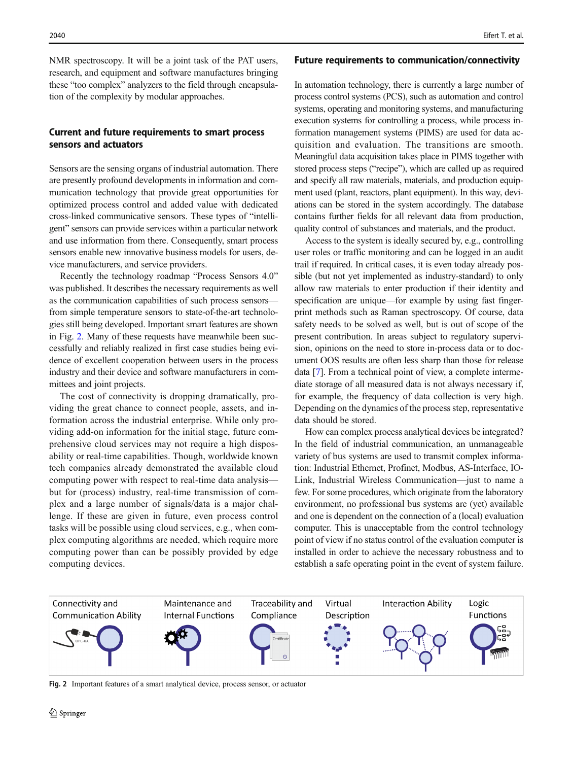NMR spectroscopy. It will be a joint task of the PAT users, research, and equipment and software manufactures bringing these "too complex" analyzers to the field through encapsulation of the complexity by modular approaches.

## Current and future requirements to smart process sensors and actuators

Sensors are the sensing organs of industrial automation. There are presently profound developments in information and communication technology that provide great opportunities for optimized process control and added value with dedicated cross-linked communicative sensors. These types of "intelligent" sensors can provide services within a particular network and use information from there. Consequently, smart process sensors enable new innovative business models for users, device manufacturers, and service providers.

Recently the technology roadmap "Process Sensors 4.0" was published. It describes the necessary requirements as well as the communication capabilities of such process sensors—from simple temperature sensors to state-of-the-art technologies still being developed. Important smart features are shown in Fig. 2. Many of these requests have meanwhile been successfully and reliably realized in first case studies being evidence of excellent cooperation between users in the process industry and their device and software manufacturers in committees and joint projects.

The cost of connectivity is dropping dramatically, providing the great chance to connect people, assets, and information across the industrial enterprise. While only providing add-on information for the initial stage, future comprehensive cloud services may not require a high disposability or real-time capabilities. Though, worldwide known tech companies already demonstrated the available cloud computing power with respect to real-time data analysis—but for (process) industry, real-time transmission of complex and a large number of signals/data is a major challenge. If these are given in future, even process control tasks will be possible using cloud services, e.g., when complex computing algorithms are needed, which require more computing power than can be possibly provided by edge computing devices.

## Future requirements to communication/connectivity

In automation technology, there is currently a large number of process control systems (PCS), such as automation and control systems, operating and monitoring systems, and manufacturing execution systems for controlling a process, while process information management systems (PIMS) are used for data acquisition and evaluation. The transitions are smooth. Meaningful data acquisition takes place in PIMS together with stored process steps ("recipe"), which are called up as required and specify all raw materials, materials, and production equipment used (plant, reactors, plant equipment). In this way, deviations can be stored in the system accordingly. The database contains further fields for all relevant data from production, quality control of substances and materials, and the product.

Access to the system is ideally secured by, e.g., controlling user roles or traffic monitoring and can be logged in an audit trail if required. In critical cases, it is even today already possible (but not yet implemented as industry-standard) to only allow raw materials to enter production if their identity and specification are unique—for example by using fast fingerprint methods such as Raman spectroscopy. Of course, data safety needs to be solved as well, but is out of scope of the present contribution. In areas subject to regulatory supervision, opinions on the need to store in-process data or to document OOS results are often less sharp than those for release data [7]. From a technical point of view, a complete intermediate storage of all measured data is not always necessary if, for example, the frequency of data collection is very high. Depending on the dynamics of the process step, representative data should be stored.

How can complex process analytical devices be integrated? In the field of industrial communication, an unmanageable variety of bus systems are used to transmit complex information: Industrial Ethernet, Profinet, Modbus, AS-Interface, IO-Link, Industrial Wireless Communication—just to name a few. For some procedures, which originate from the laboratory environment, no professional bus systems are (yet) available and one is dependent on the connection of a (local) evaluation computer. This is unacceptable from the control technology point of view if no status control of the evaluation computer is installed in order to achieve the necessary robustness and to establish a safe operating point in the event of system failure.

Connectivity and Communication Ability | Maintenance and Internal Functions | Traceability and Compliance | Virtual Description | Interaction Ability | Logic Functions

**Fig. 2** Important features of a smart analytical device, process sensor, or actuator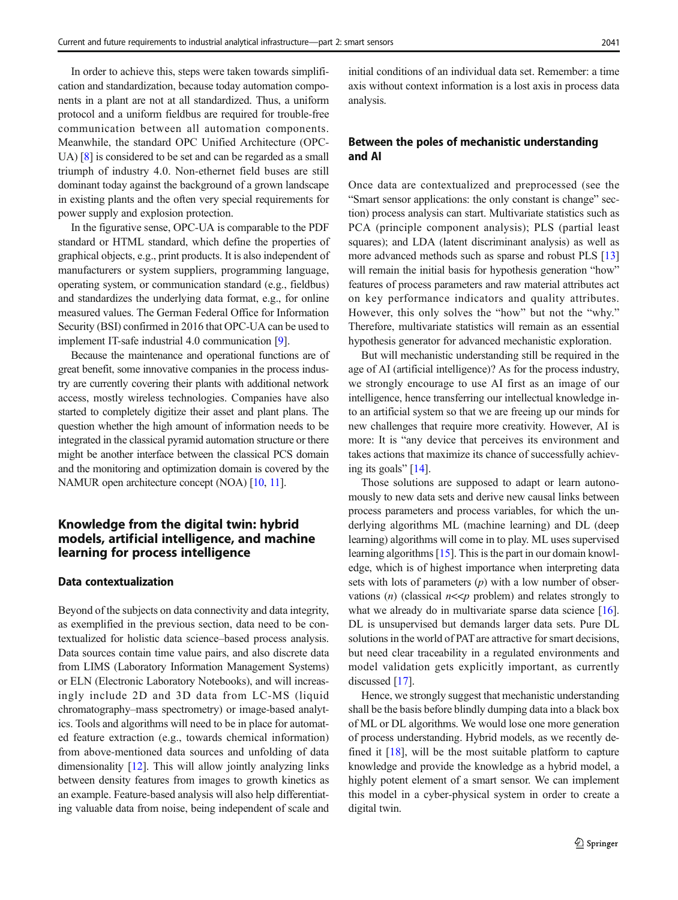In order to achieve this, steps were taken towards simplification and standardization, because today automation components in a plant are not at all standardized. Thus, a uniform protocol and a uniform fieldbus are required for trouble-free communication between all automation components. Meanwhile, the standard OPC Unified Architecture (OPC-UA) [8] is considered to be set and can be regarded as a small triumph of industry 4.0. Non-ethernet field buses are still dominant today against the background of a grown landscape in existing plants and the often very special requirements for power supply and explosion protection.

In the figurative sense, OPC-UA is comparable to the PDF standard or HTML standard, which define the properties of graphical objects, e.g., print products. It is also independent of manufacturers or system suppliers, programming language, operating system, or communication standard (e.g., fieldbus) and standardizes the underlying data format, e.g., for online measured values. The German Federal Office for Information Security (BSI) confirmed in 2016 that OPC-UA can be used to implement IT-safe industrial 4.0 communication [9].

Because the maintenance and operational functions are of great benefit, some innovative companies in the process industry are currently covering their plants with additional network access, mostly wireless technologies. Companies have also started to completely digitize their asset and plant plans. The question whether the high amount of information needs to be integrated in the classical pyramid automation structure or there might be another interface between the classical PCS domain and the monitoring and optimization domain is covered by the NAMUR open architecture concept (NOA) [10, 11].

## Knowledge from the digital twin: hybrid models, artificial intelligence, and machine learning for process intelligence

### Data contextualization

Beyond of the subjects on data connectivity and data integrity, as exemplified in the previous section, data need to be contextualized for holistic data science–based process analysis. Data sources contain time value pairs, and also discrete data from LIMS (Laboratory Information Management Systems) or ELN (Electronic Laboratory Notebooks), and will increasingly include 2D and 3D data from LC-MS (liquid chromatography–mass spectrometry) or image-based analytics. Tools and algorithms will need to be in place for automated feature extraction (e.g., towards chemical information) from above-mentioned data sources and unfolding of data dimensionality [12]. This will allow jointly analyzing links between density features from images to growth kinetics as an example. Feature-based analysis will also help differentiating valuable data from noise, being independent of scale and initial conditions of an individual data set. Remember: a time axis without context information is a lost axis in process data analysis.

### Between the poles of mechanistic understanding and AI

Once data are contextualized and preprocessed (see the "Smart sensor applications: the only constant is change" section) process analysis can start. Multivariate statistics such as PCA (principle component analysis); PLS (partial least squares); and LDA (latent discriminant analysis) as well as more advanced methods such as sparse and robust PLS [13] will remain the initial basis for hypothesis generation "how" features of process parameters and raw material attributes act on key performance indicators and quality attributes. However, this only solves the "how" but not the "why." Therefore, multivariate statistics will remain as an essential hypothesis generator for advanced mechanistic exploration.

But will mechanistic understanding still be required in the age of AI (artificial intelligence)? As for the process industry, we strongly encourage to use AI first as an image of our intelligence, hence transferring our intellectual knowledge into an artificial system so that we are freeing up our minds for new challenges that require more creativity. However, AI is more: It is "any device that perceives its environment and takes actions that maximize its chance of successfully achieving its goals" [14].

Those solutions are supposed to adapt or learn autonomously to new data sets and derive new causal links between process parameters and process variables, for which the underlying algorithms ML (machine learning) and DL (deep learning) algorithms will come in to play. ML uses supervised learning algorithms [15]. This is the part in our domain knowledge, which is of highest importance when interpreting data sets with lots of parameters ($p$) with a low number of observations ($n$) (classical $n \ll p$ problem) and relates strongly to what we already do in multivariate sparse data science [16]. DL is unsupervised but demands larger data sets. Pure DL solutions in the world of PAT are attractive for smart decisions, but need clear traceability in a regulated environments and model validation gets explicitly important, as currently discussed [17].

Hence, we strongly suggest that mechanistic understanding shall be the basis before blindly dumping data into a black box of ML or DL algorithms. We would lose one more generation of process understanding. Hybrid models, as we recently defined it [18], will be the most suitable platform to capture knowledge and provide the knowledge as a hybrid model, a highly potent element of a smart sensor. We can implement this model in a cyber-physical system in order to create a digital twin.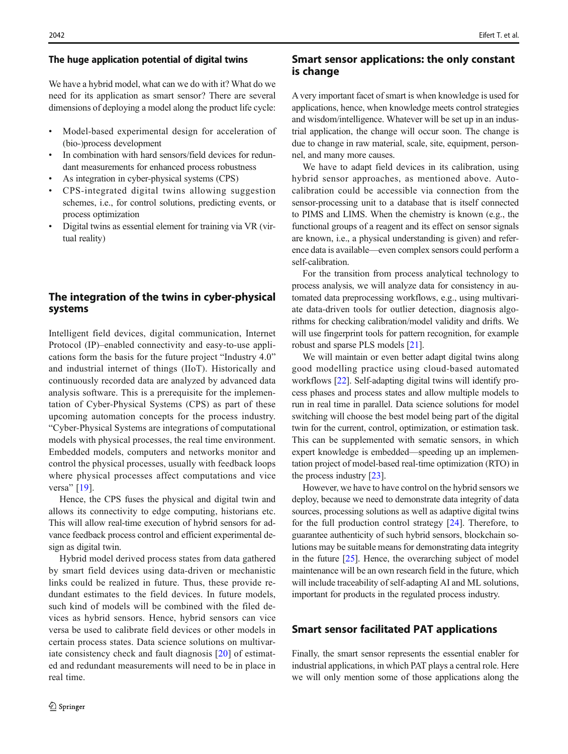## The huge application potential of digital twins

We have a hybrid model, what can we do with it? What do we need for its application as smart sensor? There are several dimensions of deploying a model along the product life cycle:

- Model-based experimental design for acceleration of (bio-)process development
- In combination with hard sensors/field devices for redundant measurements for enhanced process robustness
- As integration in cyber-physical systems (CPS)
- CPS-integrated digital twins allowing suggestion schemes, i.e., for control solutions, predicting events, or process optimization
- Digital twins as essential element for training via VR (virtual reality)

## The integration of the twins in cyber-physical systems

Intelligent field devices, digital communication, Internet Protocol (IP)–enabled connectivity and easy-to-use applications form the basis for the future project "Industry 4.0" and industrial internet of things (IIoT). Historically and continuously recorded data are analyzed by advanced data analysis software. This is a prerequisite for the implementation of Cyber-Physical Systems (CPS) as part of these upcoming automation concepts for the process industry. "Cyber-Physical Systems are integrations of computational models with physical processes, the real time environment. Embedded models, computers and networks monitor and control the physical processes, usually with feedback loops where physical processes affect computations and vice versa" [19].

Hence, the CPS fuses the physical and digital twin and allows its connectivity to edge computing, historians etc. This will allow real-time execution of hybrid sensors for advance feedback process control and efficient experimental design as digital twin.

Hybrid model derived process states from data gathered by smart field devices using data-driven or mechanistic links could be realized in future. Thus, these provide redundant estimates to the field devices. In future models, such kind of models will be combined with the filed devices as hybrid sensors. Hence, hybrid sensors can vice versa be used to calibrate field devices or other models in certain process states. Data science solutions on multivariate consistency check and fault diagnosis [20] of estimated and redundant measurements will need to be in place in real time.

## Smart sensor applications: the only constant is change

A very important facet of smart is when knowledge is used for applications, hence, when knowledge meets control strategies and wisdom/intelligence. Whatever will be set up in an industrial application, the change will occur soon. The change is due to change in raw material, scale, site, equipment, personnel, and many more causes.

We have to adapt field devices in its calibration, using hybrid sensor approaches, as mentioned above. Auto-calibration could be accessible via connection from the sensor-processing unit to a database that is itself connected to PIMS and LIMS. When the chemistry is known (e.g., the functional groups of a reagent and its effect on sensor signals are known, i.e., a physical understanding is given) and reference data is available—even complex sensors could perform a self-calibration.

For the transition from process analytical technology to process analysis, we will analyze data for consistency in automated data preprocessing workflows, e.g., using multivariate data-driven tools for outlier detection, diagnosis algorithms for checking calibration/model validity and drifts. We will use fingerprint tools for pattern recognition, for example robust and sparse PLS models [21].

We will maintain or even better adapt digital twins along good modelling practice using cloud-based automated workflows [22]. Self-adapting digital twins will identify process phases and process states and allow multiple models to run in real time in parallel. Data science solutions for model switching will choose the best model being part of the digital twin for the current, control, optimization, or estimation task. This can be supplemented with sematic sensors, in which expert knowledge is embedded—speeding up an implementation project of model-based real-time optimization (RTO) in the process industry [23].

However, we have to have control on the hybrid sensors we deploy, because we need to demonstrate data integrity of data sources, processing solutions as well as adaptive digital twins for the full production control strategy [24]. Therefore, to guarantee authenticity of such hybrid sensors, blockchain solutions may be suitable means for demonstrating data integrity in the future [25]. Hence, the overarching subject of model maintenance will be an own research field in the future, which will include traceability of self-adapting AI and ML solutions, important for products in the regulated process industry.

## Smart sensor facilitated PAT applications

Finally, the smart sensor represents the essential enabler for industrial applications, in which PAT plays a central role. Here we will only mention some of those applications along the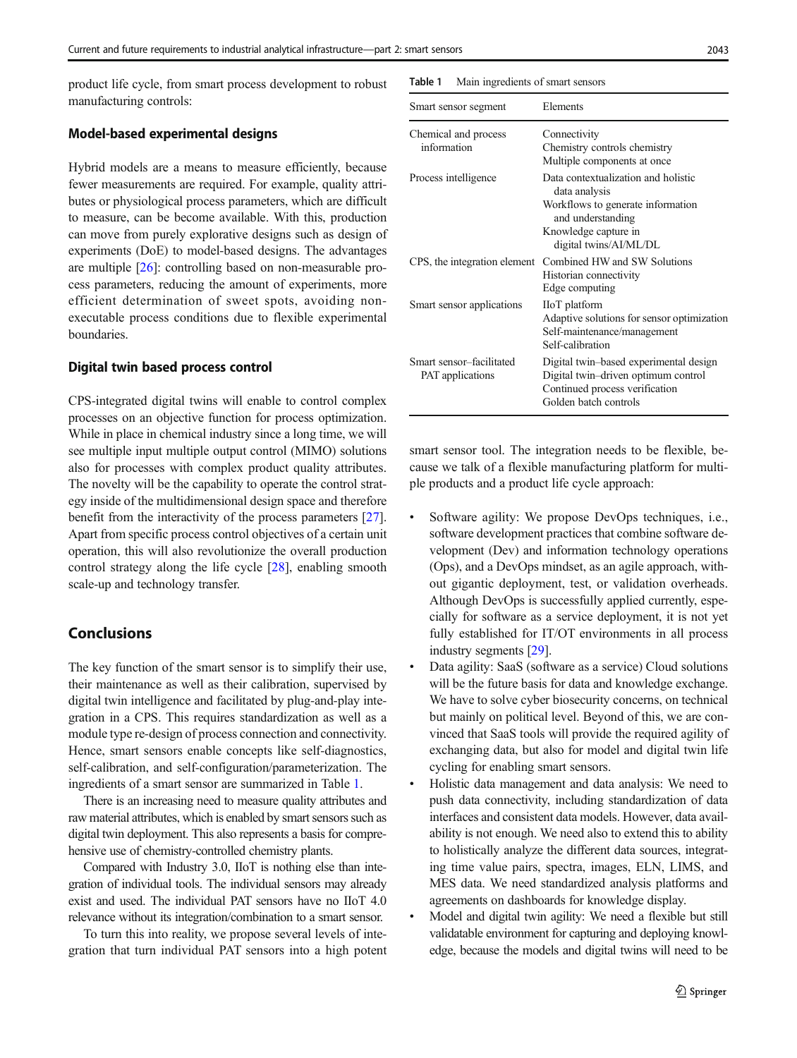product life cycle, from smart process development to robust manufacturing controls:

### Model-based experimental designs

Hybrid models are a means to measure efficiently, because fewer measurements are required. For example, quality attributes or physiological process parameters, which are difficult to measure, can be become available. With this, production can move from purely explorative designs such as design of experiments (DoE) to model-based designs. The advantages are multiple [26]: controlling based on non-measurable process parameters, reducing the amount of experiments, more efficient determination of sweet spots, avoiding non-executable process conditions due to flexible experimental boundaries.

### Digital twin based process control

CPS-integrated digital twins will enable to control complex processes on an objective function for process optimization. While in place in chemical industry since a long time, we will see multiple input multiple output control (MIMO) solutions also for processes with complex product quality attributes. The novelty will be the capability to operate the control strategy inside of the multidimensional design space and therefore benefit from the interactivity of the process parameters [27]. Apart from specific process control objectives of a certain unit operation, this will also revolutionize the overall production control strategy along the life cycle [28], enabling smooth scale-up and technology transfer.

## Conclusions

The key function of the smart sensor is to simplify their use, their maintenance as well as their calibration, supervised by digital twin intelligence and facilitated by plug-and-play integration in a CPS. This requires standardization as well as a module type re-design of process connection and connectivity. Hence, smart sensors enable concepts like self-diagnostics, self-calibration, and self-configuration/parameterization. The ingredients of a smart sensor are summarized in Table 1.

There is an increasing need to measure quality attributes and raw material attributes, which is enabled by smart sensors such as digital twin deployment. This also represents a basis for comprehensive use of chemistry-controlled chemistry plants.

Compared with Industry 3.0, IIoT is nothing else than integration of individual tools. The individual sensors may already exist and used. The individual PAT sensors have no IIoT 4.0 relevance without its integration/combination to a smart sensor.

To turn this into reality, we propose several levels of integration that turn individual PAT sensors into a high potent smart sensor tool. The integration needs to be flexible, because we talk of a flexible manufacturing platform for multiple products and a product life cycle approach:

Table 1 Main ingredients of smart sensors

| Smart sensor segment | Elements |
|---|---|
| Chemical and process information | Connectivity<br>Chemistry controls chemistry<br>Multiple components at once |
| Process intelligence | Data contextualization and holistic data analysis<br>Workflows to generate information and understanding<br>Knowledge capture in digital twins/AI/ML/DL |
| CPS, the integration element | Combined HW and SW Solutions<br>Historian connectivity<br>Edge computing |
| Smart sensor applications | IIoT platform<br>Adaptive solutions for sensor optimization<br>Self-maintenance/management<br>Self-calibration |
| Smart sensor–facilitated PAT applications | Digital twin–based experimental design<br>Digital twin–driven optimum control<br>Continued process verification<br>Golden batch controls |

- Software agility: We propose DevOps techniques, i.e., software development practices that combine software development (Dev) and information technology operations (Ops), and a DevOps mindset, as an agile approach, without gigantic deployment, test, or validation overheads. Although DevOps is successfully applied currently, especially for software as a service deployment, it is not yet fully established for IT/OT environments in all process industry segments [29].
- Data agility: SaaS (software as a service) Cloud solutions will be the future basis for data and knowledge exchange. We have to solve cyber biosecurity concerns, on technical but mainly on political level. Beyond of this, we are convinced that SaaS tools will provide the required agility of exchanging data, but also for model and digital twin life cycling for enabling smart sensors.
- Holistic data management and data analysis: We need to push data connectivity, including standardization of data interfaces and consistent data models. However, data availability is not enough. We need also to extend this to ability to holistically analyze the different data sources, integrating time value pairs, spectra, images, ELN, LIMS, and MES data. We need standardized analysis platforms and agreements on dashboards for knowledge display.
- Model and digital twin agility: We need a flexible but still validatable environment for capturing and deploying knowledge, because the models and digital twins will need to be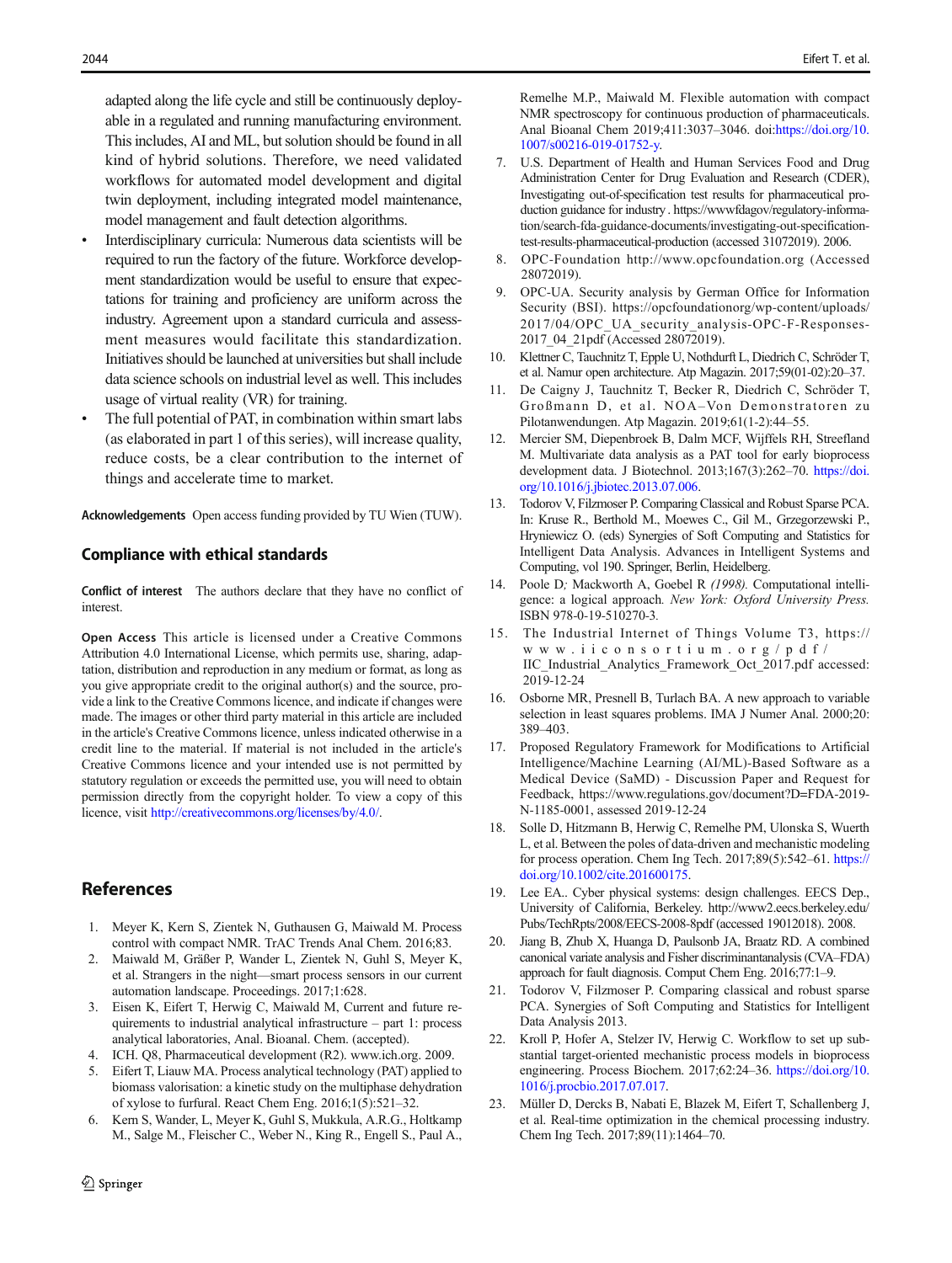adapted along the life cycle and still be continuously deployable in a regulated and running manufacturing environment. This includes, AI and ML, but solution should be found in all kind of hybrid solutions. Therefore, we need validated workflows for automated model development and digital twin deployment, including integrated model maintenance, model management and fault detection algorithms.

- Interdisciplinary curricula: Numerous data scientists will be required to run the factory of the future. Workforce development standardization would be useful to ensure that expectations for training and proficiency are uniform across the industry. Agreement upon a standard curricula and assessment measures would facilitate this standardization. Initiatives should be launched at universities but shall include data science schools on industrial level as well. This includes usage of virtual reality (VR) for training.
- The full potential of PAT, in combination within smart labs (as elaborated in part 1 of this series), will increase quality, reduce costs, be a clear contribution to the internet of things and accelerate time to market.

**Acknowledgements** Open access funding provided by TU Wien (TUW).

## Compliance with ethical standards

**Conflict of interest** The authors declare that they have no conflict of interest.

**Open Access** This article is licensed under a Creative Commons Attribution 4.0 International License, which permits use, sharing, adaptation, distribution and reproduction in any medium or format, as long as you give appropriate credit to the original author(s) and the source, provide a link to the Creative Commons licence, and indicate if changes were made. The images or other third party material in this article are included in the article's Creative Commons licence, unless indicated otherwise in a credit line to the material. If material is not included in the article's Creative Commons licence and your intended use is not permitted by statutory regulation or exceeds the permitted use, you will need to obtain permission directly from the copyright holder. To view a copy of this licence, visit http://creativecommons.org/licenses/by/4.0/.

## References

1. Meyer K, Kern S, Zientek N, Guthausen G, Maiwald M. Process control with compact NMR. TrAC Trends Anal Chem. 2016;83.
2. Maiwald M, Gräßer P, Wander L, Zientek N, Guhl S, Meyer K, et al. Strangers in the night—smart process sensors in our current automation landscape. Proceedings. 2017;1:628.
3. Eisen K, Eifert T, Herwig C, Maiwald M, Current and future requirements to industrial analytical infrastructure – part 1: process analytical laboratories, Anal. Bioanal. Chem. (accepted).
4. ICH. Q8, Pharmaceutical development (R2). www.ich.org. 2009.
5. Eifert T, Liauw MA. Process analytical technology (PAT) applied to biomass valorisation: a kinetic study on the multiphase dehydration of xylose to furfural. React Chem Eng. 2016;1(5):521–32.
6. Kern S, Wander, L, Meyer K, Guhl S, Mukkula, A.R.G., Holtkamp M., Salge M., Fleischer C., Weber N., King R., Engell S., Paul A., Remelhe M.P., Maiwald M. Flexible automation with compact NMR spectroscopy for continuous production of pharmaceuticals. Anal Bioanal Chem 2019;411:3037–3046. doi:https://doi.org/10.1007/s00216-019-01752-y.
7. U.S. Department of Health and Human Services Food and Drug Administration Center for Drug Evaluation and Research (CDER), Investigating out-of-specification test results for pharmaceutical production guidance for industry . https://wwwfdagov/regulatory-information/search-fda-guidance-documents/investigating-out-specification-test-results-pharmaceutical-production (accessed 31072019). 2006.
8. OPC-Foundation http://www.opcfoundation.org (Accessed 28072019).
9. OPC-UA. Security analysis by German Office for Information Security (BSI). https://opcfoundationorg/wp-content/uploads/2017/04/OPC_UA_security_analysis-OPC-F-Responses-2017_04_21pdf (Accessed 28072019).
10. Klettner C, Tauchnitz T, Epple U, Nothdurft L, Diedrich C, Schröder T, et al. Namur open architecture. Atp Magazin. 2017;59(01-02):20–37.
11. De Caigny J, Tauchnitz T, Becker R, Diedrich C, Schröder T, Großmann D, et al. NOA–Von Demonstratoren zu Pilotanwendungen. Atp Magazin. 2019;61(1-2):44–55.
12. Mercier SM, Diepenbroek B, Dalm MCF, Wijffels RH, Streefland M. Multivariate data analysis as a PAT tool for early bioprocess development data. J Biotechnol. 2013;167(3):262–70. https://doi.org/10.1016/j.jbiotec.2013.07.006.
13. Todorov V, Filzmoser P. Comparing Classical and Robust Sparse PCA. In: Kruse R., Berthold M., Moewes C., Gil M., Grzegorzewski P., Hryniewicz O. (eds) Synergies of Soft Computing and Statistics for Intelligent Data Analysis. Advances in Intelligent Systems and Computing, vol 190. Springer, Berlin, Heidelberg.
14. Poole D; Mackworth A, Goebel R *(1998).* Computational intelligence: a logical approach*. New York: Oxford University Press.* ISBN 978-0-19-510270-3.
15. The Industrial Internet of Things Volume T3, https://www.iiconsortium.org/pdf/IIC_Industrial_Analytics_Framework_Oct_2017.pdf accessed: 2019-12-24
16. Osborne MR, Presnell B, Turlach BA. A new approach to variable selection in least squares problems. IMA J Numer Anal. 2000;20:389–403.
17. Proposed Regulatory Framework for Modifications to Artificial Intelligence/Machine Learning (AI/ML)-Based Software as a Medical Device (SaMD) - Discussion Paper and Request for Feedback, https://www.regulations.gov/document?D=FDA-2019-N-1185-0001, assessed 2019-12-24
18. Solle D, Hitzmann B, Herwig C, Remelhe PM, Ulonska S, Wuerth L, et al. Between the poles of data-driven and mechanistic modeling for process operation. Chem Ing Tech. 2017;89(5):542–61. https://doi.org/10.1002/cite.201600175.
19. Lee EA.. Cyber physical systems: design challenges. EECS Dep., University of California, Berkeley. http://www2.eecs.berkeley.edu/Pubs/TechRpts/2008/EECS-2008-8pdf (accessed 19012018). 2008.
20. Jiang B, Zhub X, Huanga D, Paulsonb JA, Braatz RD. A combined canonical variate analysis and Fisher discriminantanalysis (CVA–FDA) approach for fault diagnosis. Comput Chem Eng. 2016;77:1–9.
21. Todorov V, Filzmoser P. Comparing classical and robust sparse PCA. Synergies of Soft Computing and Statistics for Intelligent Data Analysis 2013.
22. Kroll P, Hofer A, Stelzer IV, Herwig C. Workflow to set up substantial target-oriented mechanistic process models in bioprocess engineering. Process Biochem. 2017;62:24–36. https://doi.org/10.1016/j.procbio.2017.07.017.
23. Müller D, Dercks B, Nabati E, Blazek M, Eifert T, Schallenberg J, et al. Real-time optimization in the chemical processing industry. Chem Ing Tech. 2017;89(11):1464–70.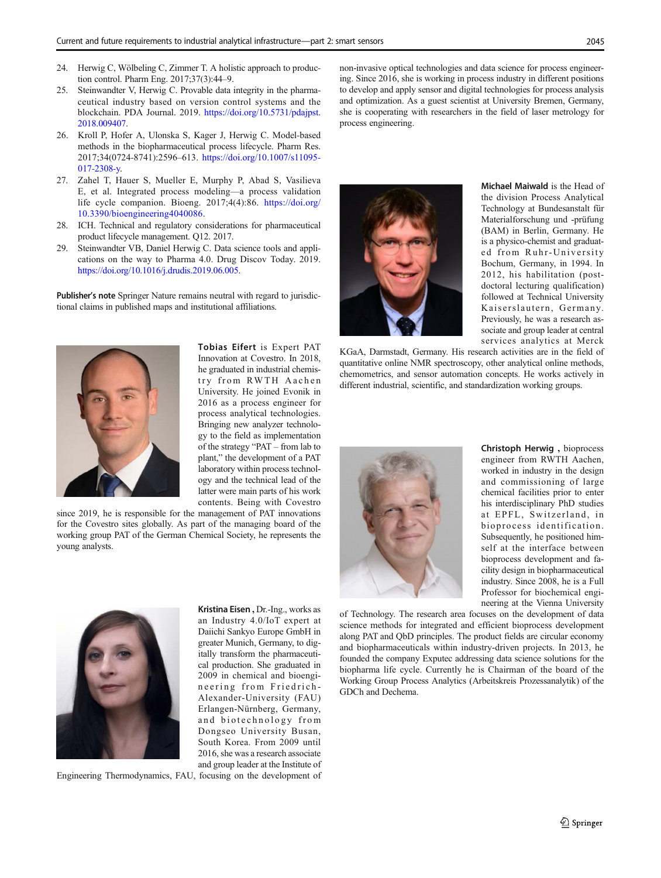24. Herwig C, Wölbeling C, Zimmer T. A holistic approach to production control. Pharm Eng. 2017;37(3):44–9.
25. Steinwandter V, Herwig C. Provable data integrity in the pharmaceutical industry based on version control systems and the blockchain. PDA Journal. 2019. https://doi.org/10.5731/pdajpst.2018.009407.
26. Kroll P, Hofer A, Ulonska S, Kager J, Herwig C. Model-based methods in the biopharmaceutical process lifecycle. Pharm Res. 2017;34(0724-8741):2596–613. https://doi.org/10.1007/s11095-017-2308-y.
27. Zahel T, Hauer S, Mueller E, Murphy P, Abad S, Vasilieva E, et al. Integrated process modeling—a process validation life cycle companion. Bioeng. 2017;4(4):86. https://doi.org/10.3390/bioengineering4040086.
28. ICH. Technical and regulatory considerations for pharmaceutical product lifecycle management. Q12. 2017.
29. Steinwandter VB, Daniel Herwig C. Data science tools and applications on the way to Pharma 4.0. Drug Discov Today. 2019. https://doi.org/10.1016/j.drudis.2019.06.005.

**Publisher's note** Springer Nature remains neutral with regard to jurisdictional claims in published maps and institutional affiliations.

**Tobias Eifert** is Expert PAT Innovation at Covestro. In 2018, he graduated in industrial chemistry from RWTH Aachen University. He joined Evonik in 2016 as a process engineer for process analytical technologies. Bringing new analyzer technology to the field as implementation of the strategy "PAT – from lab to plant," the development of a PAT laboratory within process technology and the technical lead of the latter were main parts of his work contents. Being with Covestro since 2019, he is responsible for the management of PAT innovations for the Covestro sites globally. As part of the managing board of the working group PAT of the German Chemical Society, he represents the young analysts.

**Kristina Eisen ,** Dr.-Ing., works as an Industry 4.0/IoT expert at Daiichi Sankyo Europe GmbH in greater Munich, Germany, to digitally transform the pharmaceutical production. She graduated in 2009 in chemical and bioengineering from Friedrich-Alexander-University (FAU) Erlangen-Nürnberg, Germany, and biotechnology from Dongseo University Busan, South Korea. From 2009 until 2016, she was a research associate and group leader at the Institute of Engineering Thermodynamics, FAU, focusing on the development of non-invasive optical technologies and data science for process engineering. Since 2016, she is working in process industry in different positions to develop and apply sensor and digital technologies for process analysis and optimization. As a guest scientist at University Bremen, Germany, she is cooperating with researchers in the field of laser metrology for process engineering.

**Michael Maiwald** is the Head of the division Process Analytical Technology at Bundesanstalt für Materialforschung und -prüfung (BAM) in Berlin, Germany. He is a physico-chemist and graduated from Ruhr-University Bochum, Germany, in 1994. In 2012, his habilitation (postdoctoral lecturing qualification) followed at Technical University Kaiserslautern, Germany. Previously, he was a research associate and group leader at central services analytics at Merck KGaA, Darmstadt, Germany. His research activities are in the field of quantitative online NMR spectroscopy, other analytical online methods, chemometrics, and sensor automation concepts. He works actively in different industrial, scientific, and standardization working groups.

**Christoph Herwig ,** bioprocess engineer from RWTH Aachen, worked in industry in the design and commissioning of large chemical facilities prior to enter his interdisciplinary PhD studies at EPFL, Switzerland, in bioprocess identification. Subsequently, he positioned himself at the interface between bioprocess development and facility design in biopharmaceutical industry. Since 2008, he is a Full Professor for biochemical engineering at the Vienna University of Technology. The research area focuses on the development of data science methods for integrated and efficient bioprocess development along PAT and QbD principles. The product fields are circular economy and biopharmaceuticals within industry-driven projects. In 2013, he founded the company Exputec addressing data science solutions for the biopharma life cycle. Currently he is Chairman of the board of the Working Group Process Analytics (Arbeitskreis Prozessanalytik) of the GDCh and Dechema.